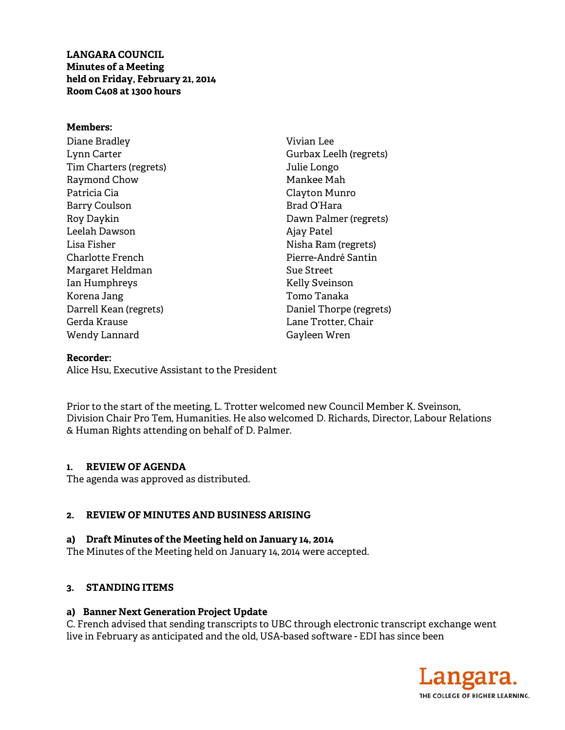**LANGARA COUNCIL**
**Minutes of a Meeting**
**held on Friday, February 21, 2014**
**Room C408 at 1300 hours**

**Members:**

Diane Bradley
Lynn Carter
Tim Charters (regrets)
Raymond Chow
Patricia Cia
Barry Coulson
Roy Daykin
Leelah Dawson
Lisa Fisher
Charlotte French
Margaret Heldman
Ian Humphreys
Korena Jang
Darrell Kean (regrets)
Gerda Krause
Wendy Lannard
Vivian Lee
Gurbax Leelh (regrets)
Julie Longo
Mankee Mah
Clayton Munro
Brad O'Hara
Dawn Palmer (regrets)
Ajay Patel
Nisha Ram (regrets)
Pierre-André Santin
Sue Street
Kelly Sveinson
Tomo Tanaka
Daniel Thorpe (regrets)
Lane Trotter, Chair
Gayleen Wren

**Recorder:**
Alice Hsu, Executive Assistant to the President

Prior to the start of the meeting, L. Trotter welcomed new Council Member K. Sveinson, Division Chair Pro Tem, Humanities. He also welcomed D. Richards, Director, Labour Relations & Human Rights attending on behalf of D. Palmer.

## 1. REVIEW OF AGENDA

The agenda was approved as distributed.

## 2. REVIEW OF MINUTES AND BUSINESS ARISING

### a) Draft Minutes of the Meeting held on January 14, 2014

The Minutes of the Meeting held on January 14, 2014 were accepted.

## 3. STANDING ITEMS

### a) Banner Next Generation Project Update

C. French advised that sending transcripts to UBC through electronic transcript exchange went live in February as anticipated and the old, USA-based software - EDI has since been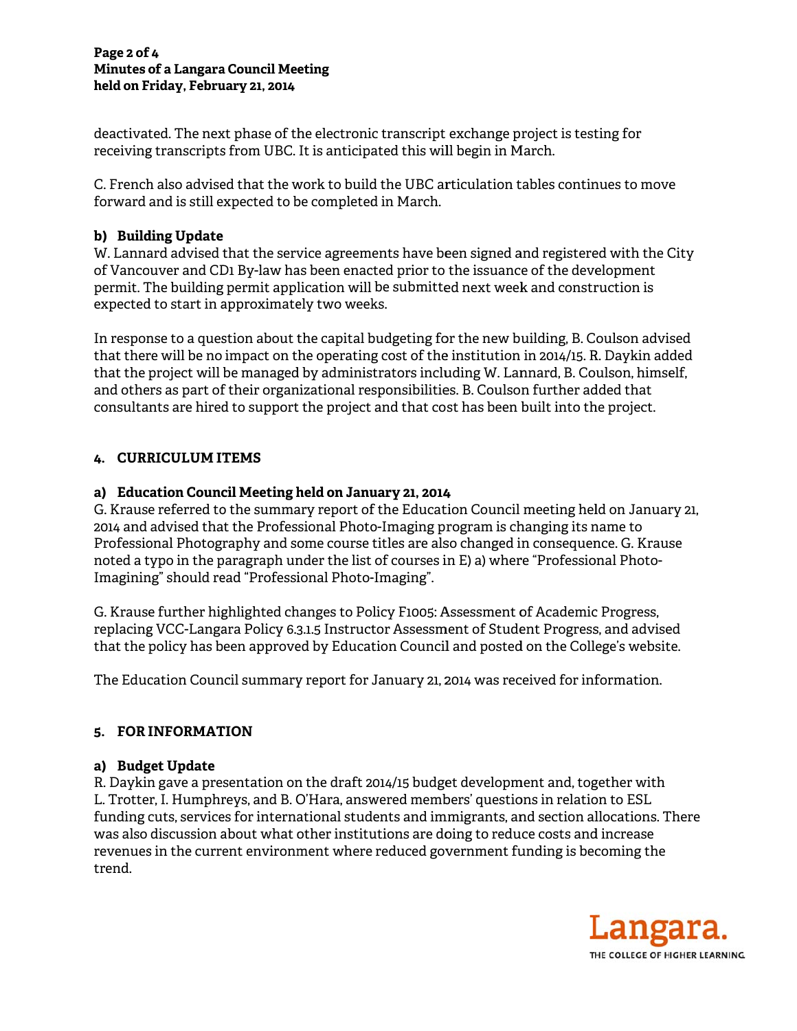deactivated. The next phase of the electronic transcript exchange project is testing for receiving transcripts from UBC. It is anticipated this will begin in March.

C. French also advised that the work to build the UBC articulation tables continues to move forward and is still expected to be completed in March.

**b) Building Update**

W. Lannard advised that the service agreements have been signed and registered with the City of Vancouver and CD1 By-law has been enacted prior to the issuance of the development permit. The building permit application will be submitted next week and construction is expected to start in approximately two weeks.

In response to a question about the capital budgeting for the new building, B. Coulson advised that there will be no impact on the operating cost of the institution in 2014/15. R. Daykin added that the project will be managed by administrators including W. Lannard, B. Coulson, himself, and others as part of their organizational responsibilities. B. Coulson further added that consultants are hired to support the project and that cost has been built into the project.

## 4. CURRICULUM ITEMS

**a) Education Council Meeting held on January 21, 2014**

G. Krause referred to the summary report of the Education Council meeting held on January 21, 2014 and advised that the Professional Photo-Imaging program is changing its name to Professional Photography and some course titles are also changed in consequence. G. Krause noted a typo in the paragraph under the list of courses in E) a) where "Professional Photo-Imagining" should read "Professional Photo-Imaging".

G. Krause further highlighted changes to Policy F1005: Assessment of Academic Progress, replacing VCC-Langara Policy 6.3.1.5 Instructor Assessment of Student Progress, and advised that the policy has been approved by Education Council and posted on the College's website.

The Education Council summary report for January 21, 2014 was received for information.

## 5. FOR INFORMATION

**a) Budget Update**

R. Daykin gave a presentation on the draft 2014/15 budget development and, together with L. Trotter, I. Humphreys, and B. O'Hara, answered members' questions in relation to ESL funding cuts, services for international students and immigrants, and section allocations. There was also discussion about what other institutions are doing to reduce costs and increase revenues in the current environment where reduced government funding is becoming the trend.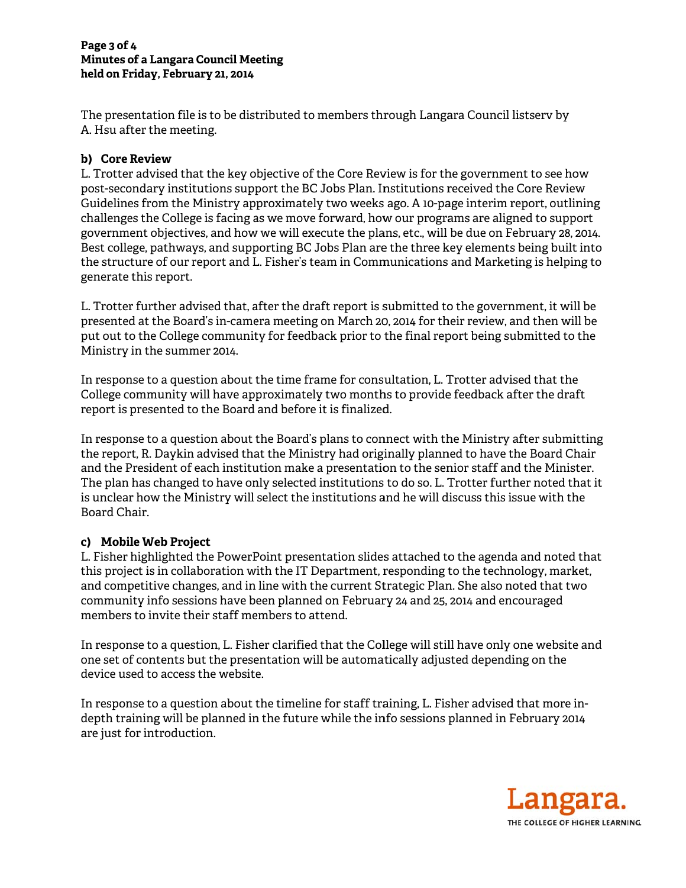The presentation file is to be distributed to members through Langara Council listserv by A. Hsu after the meeting.

### b) Core Review

L. Trotter advised that the key objective of the Core Review is for the government to see how post-secondary institutions support the BC Jobs Plan. Institutions received the Core Review Guidelines from the Ministry approximately two weeks ago. A 10-page interim report, outlining challenges the College is facing as we move forward, how our programs are aligned to support government objectives, and how we will execute the plans, etc., will be due on February 28, 2014. Best college, pathways, and supporting BC Jobs Plan are the three key elements being built into the structure of our report and L. Fisher's team in Communications and Marketing is helping to generate this report.

L. Trotter further advised that, after the draft report is submitted to the government, it will be presented at the Board's in-camera meeting on March 20, 2014 for their review, and then will be put out to the College community for feedback prior to the final report being submitted to the Ministry in the summer 2014.

In response to a question about the time frame for consultation, L. Trotter advised that the College community will have approximately two months to provide feedback after the draft report is presented to the Board and before it is finalized.

In response to a question about the Board's plans to connect with the Ministry after submitting the report, R. Daykin advised that the Ministry had originally planned to have the Board Chair and the President of each institution make a presentation to the senior staff and the Minister. The plan has changed to have only selected institutions to do so. L. Trotter further noted that it is unclear how the Ministry will select the institutions and he will discuss this issue with the Board Chair.

### c) Mobile Web Project

L. Fisher highlighted the PowerPoint presentation slides attached to the agenda and noted that this project is in collaboration with the IT Department, responding to the technology, market, and competitive changes, and in line with the current Strategic Plan. She also noted that two community info sessions have been planned on February 24 and 25, 2014 and encouraged members to invite their staff members to attend.

In response to a question, L. Fisher clarified that the College will still have only one website and one set of contents but the presentation will be automatically adjusted depending on the device used to access the website.

In response to a question about the timeline for staff training, L. Fisher advised that more in-depth training will be planned in the future while the info sessions planned in February 2014 are just for introduction.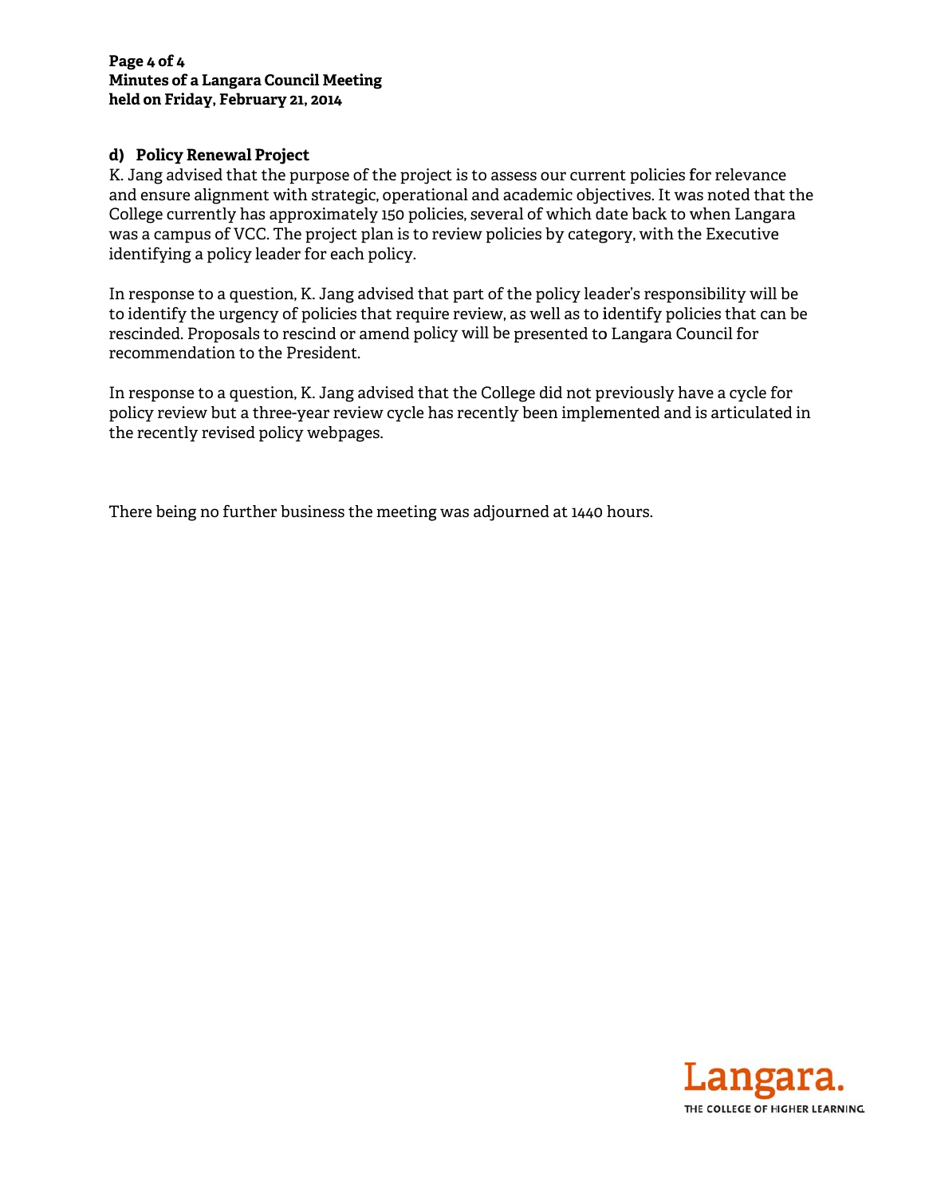### d) Policy Renewal Project

K. Jang advised that the purpose of the project is to assess our current policies for relevance and ensure alignment with strategic, operational and academic objectives. It was noted that the College currently has approximately 150 policies, several of which date back to when Langara was a campus of VCC. The project plan is to review policies by category, with the Executive identifying a policy leader for each policy.

In response to a question, K. Jang advised that part of the policy leader's responsibility will be to identify the urgency of policies that require review, as well as to identify policies that can be rescinded. Proposals to rescind or amend policy will be presented to Langara Council for recommendation to the President.

In response to a question, K. Jang advised that the College did not previously have a cycle for policy review but a three-year review cycle has recently been implemented and is articulated in the recently revised policy webpages.

There being no further business the meeting was adjourned at 1440 hours.